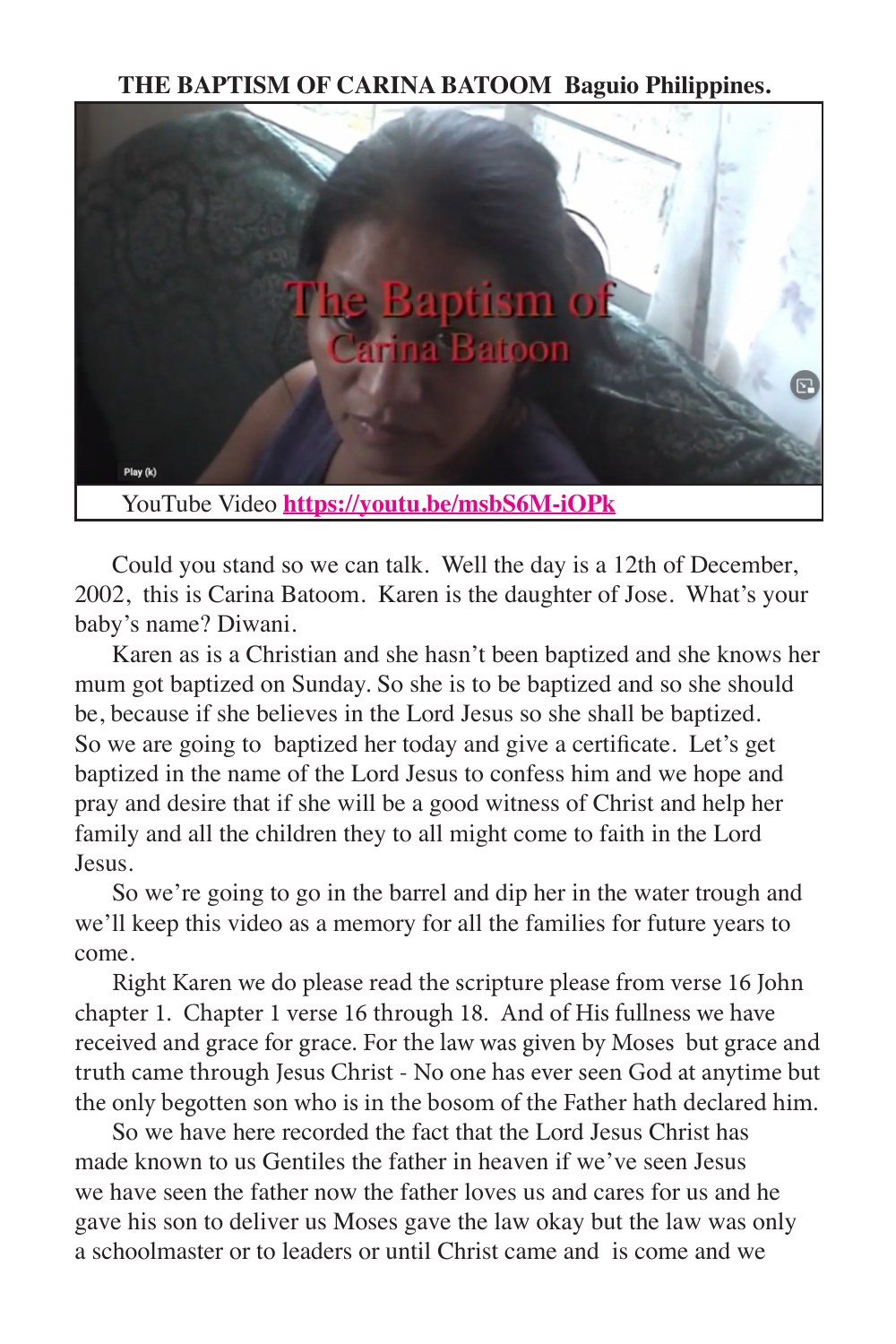**THE BAPTISM OF CARINA BATOOM Baguio Philippines.**

YouTube Video **https://youtu.be/msbS6M-iOPk**

Could you stand so we can talk. Well the day is a 12th of December, 2002, this is Carina Batoom. Karen is the daughter of Jose. What's your baby's name? Diwani.

Karen as is a Christian and she hasn't been baptized and she knows her mum got baptized on Sunday. So she is to be baptized and so she should be, because if she believes in the Lord Jesus so she shall be baptized. So we are going to baptized her today and give a certificate. Let's get baptized in the name of the Lord Jesus to confess him and we hope and pray and desire that if she will be a good witness of Christ and help her family and all the children they to all might come to faith in the Lord Jesus.

So we're going to go in the barrel and dip her in the water trough and we'll keep this video as a memory for all the families for future years to come.

Right Karen we do please read the scripture please from verse 16 John chapter 1. Chapter 1 verse 16 through 18. And of His fullness we have received and grace for grace. For the law was given by Moses but grace and truth came through Jesus Christ - No one has ever seen God at anytime but the only begotten son who is in the bosom of the Father hath declared him.

So we have here recorded the fact that the Lord Jesus Christ has made known to us Gentiles the father in heaven if we've seen Jesus we have seen the father now the father loves us and cares for us and he gave his son to deliver us Moses gave the law okay but the law was only a schoolmaster or to leaders or until Christ came and is come and we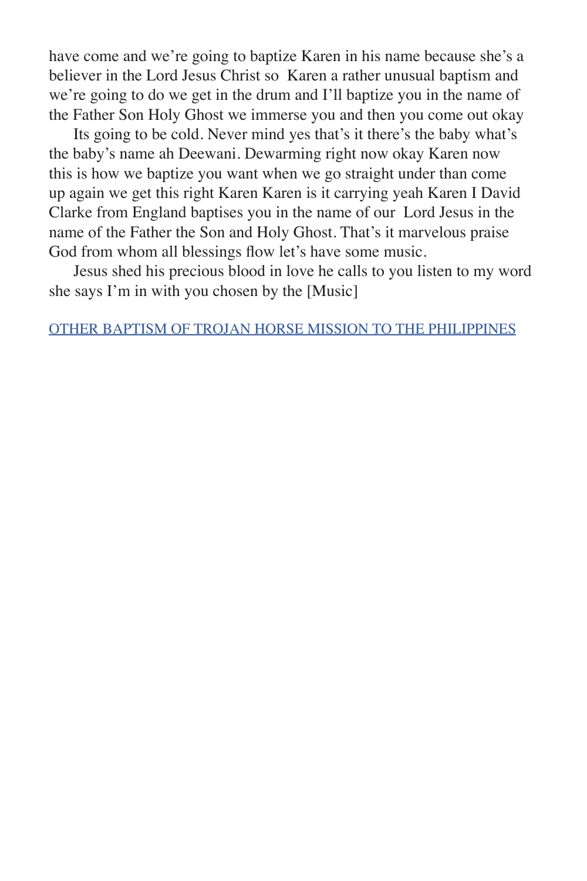have come and we're going to baptize Karen in his name because she's a believer in the Lord Jesus Christ so Karen a rather unusual baptism and we're going to do we get in the drum and I'll baptize you in the name of the Father Son Holy Ghost we immerse you and then you come out okay

Its going to be cold. Never mind yes that's it there's the baby what's the baby's name ah Deewani. Dewarming right now okay Karen now this is how we baptize you want when we go straight under than come up again we get this right Karen Karen is it carrying yeah Karen I David Clarke from England baptises you in the name of our Lord Jesus in the name of the Father the Son and Holy Ghost. That's it marvelous praise God from whom all blessings flow let's have some music.

Jesus shed his precious blood in love he calls to you listen to my word she says I'm in with you chosen by the [Music]

OTHER BAPTISM OF TROJAN HORSE MISSION TO THE PHILIPPINES